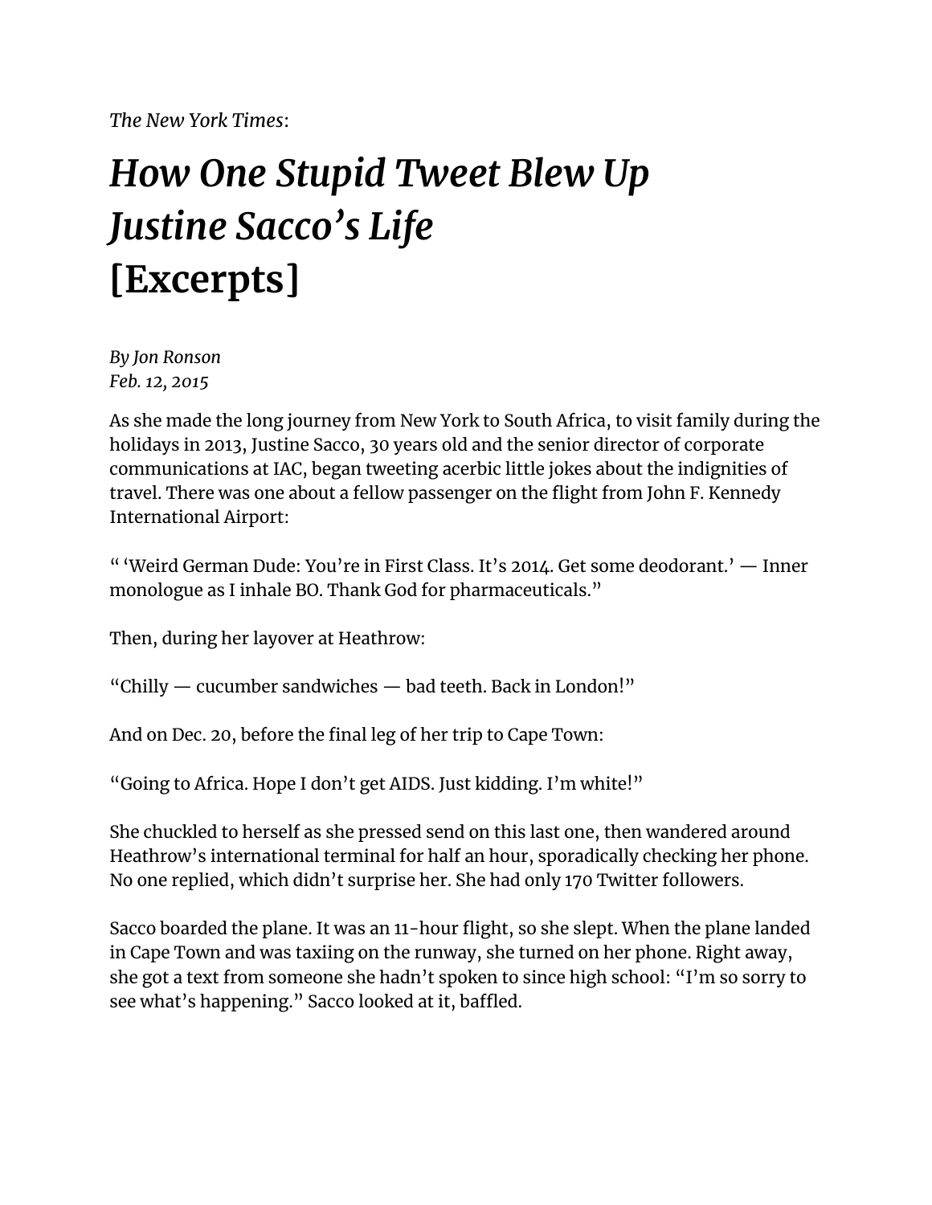*The New York Times*:

# *How One Stupid Tweet Blew Up Justine Sacco's Life* [Excerpts]

*By Jon Ronson*
*Feb. 12, 2015*

As she made the long journey from New York to South Africa, to visit family during the holidays in 2013, Justine Sacco, 30 years old and the senior director of corporate communications at IAC, began tweeting acerbic little jokes about the indignities of travel. There was one about a fellow passenger on the flight from John F. Kennedy International Airport:

" 'Weird German Dude: You're in First Class. It's 2014. Get some deodorant.' — Inner monologue as I inhale BO. Thank God for pharmaceuticals."

Then, during her layover at Heathrow:

"Chilly — cucumber sandwiches — bad teeth. Back in London!"

And on Dec. 20, before the final leg of her trip to Cape Town:

"Going to Africa. Hope I don't get AIDS. Just kidding. I'm white!"

She chuckled to herself as she pressed send on this last one, then wandered around Heathrow's international terminal for half an hour, sporadically checking her phone. No one replied, which didn't surprise her. She had only 170 Twitter followers.

Sacco boarded the plane. It was an 11-hour flight, so she slept. When the plane landed in Cape Town and was taxiing on the runway, she turned on her phone. Right away, she got a text from someone she hadn't spoken to since high school: "I'm so sorry to see what's happening." Sacco looked at it, baffled.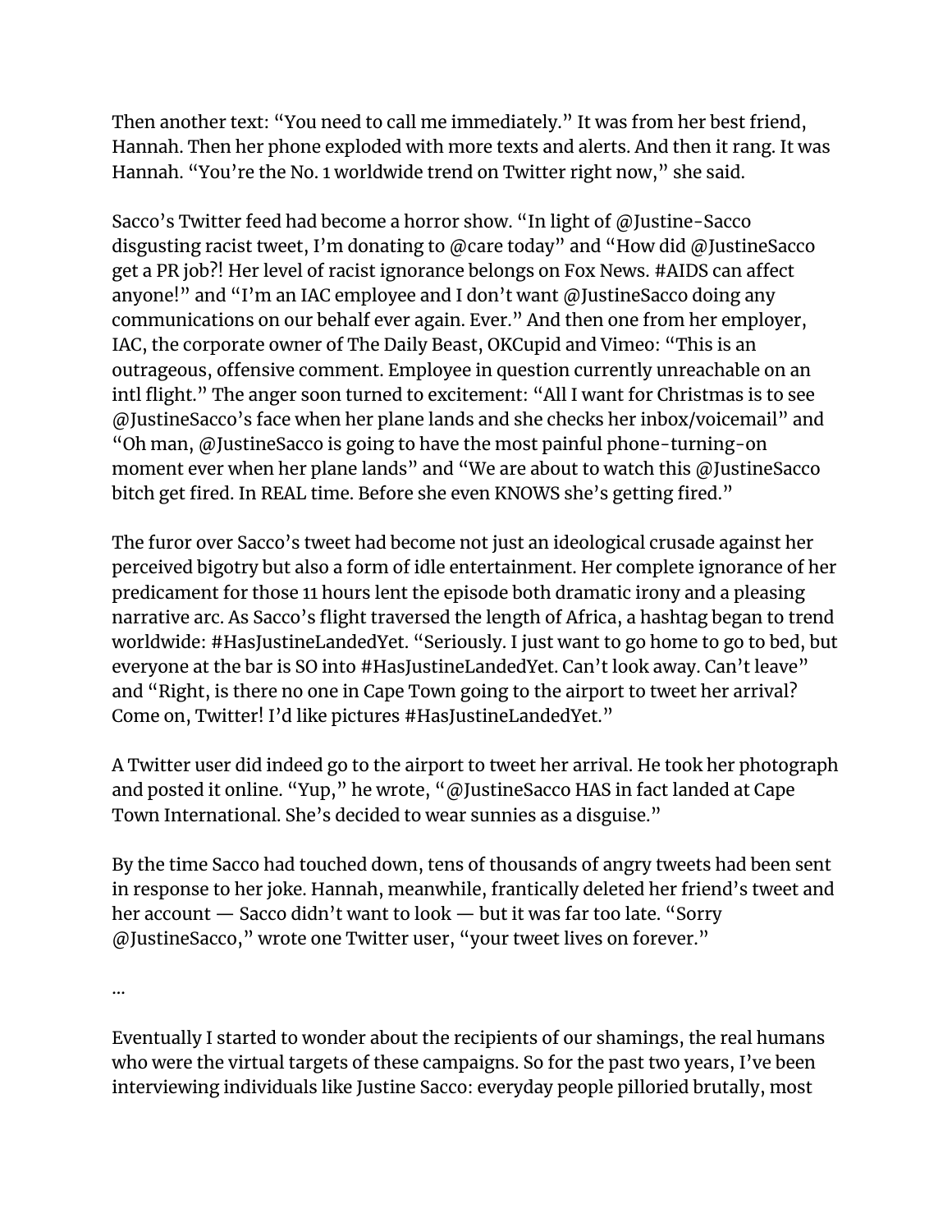Then another text: "You need to call me immediately." It was from her best friend, Hannah. Then her phone exploded with more texts and alerts. And then it rang. It was Hannah. "You're the No. 1 worldwide trend on Twitter right now," she said.

Sacco's Twitter feed had become a horror show. "In light of @Justine-Sacco disgusting racist tweet, I'm donating to @care today" and "How did @JustineSacco get a PR job?! Her level of racist ignorance belongs on Fox News. #AIDS can affect anyone!" and "I'm an IAC employee and I don't want @JustineSacco doing any communications on our behalf ever again. Ever." And then one from her employer, IAC, the corporate owner of The Daily Beast, OKCupid and Vimeo: "This is an outrageous, offensive comment. Employee in question currently unreachable on an intl flight." The anger soon turned to excitement: "All I want for Christmas is to see @JustineSacco's face when her plane lands and she checks her inbox/voicemail" and "Oh man, @JustineSacco is going to have the most painful phone-turning-on moment ever when her plane lands" and "We are about to watch this @JustineSacco bitch get fired. In REAL time. Before she even KNOWS she's getting fired."

The furor over Sacco's tweet had become not just an ideological crusade against her perceived bigotry but also a form of idle entertainment. Her complete ignorance of her predicament for those 11 hours lent the episode both dramatic irony and a pleasing narrative arc. As Sacco's flight traversed the length of Africa, a hashtag began to trend worldwide: #HasJustineLandedYet. "Seriously. I just want to go home to go to bed, but everyone at the bar is SO into #HasJustineLandedYet. Can't look away. Can't leave" and "Right, is there no one in Cape Town going to the airport to tweet her arrival? Come on, Twitter! I'd like pictures #HasJustineLandedYet."

A Twitter user did indeed go to the airport to tweet her arrival. He took her photograph and posted it online. "Yup," he wrote, "@JustineSacco HAS in fact landed at Cape Town International. She's decided to wear sunnies as a disguise."

By the time Sacco had touched down, tens of thousands of angry tweets had been sent in response to her joke. Hannah, meanwhile, frantically deleted her friend's tweet and her account — Sacco didn't want to look — but it was far too late. "Sorry @JustineSacco," wrote one Twitter user, "your tweet lives on forever."

...

Eventually I started to wonder about the recipients of our shamings, the real humans who were the virtual targets of these campaigns. So for the past two years, I've been interviewing individuals like Justine Sacco: everyday people pilloried brutally, most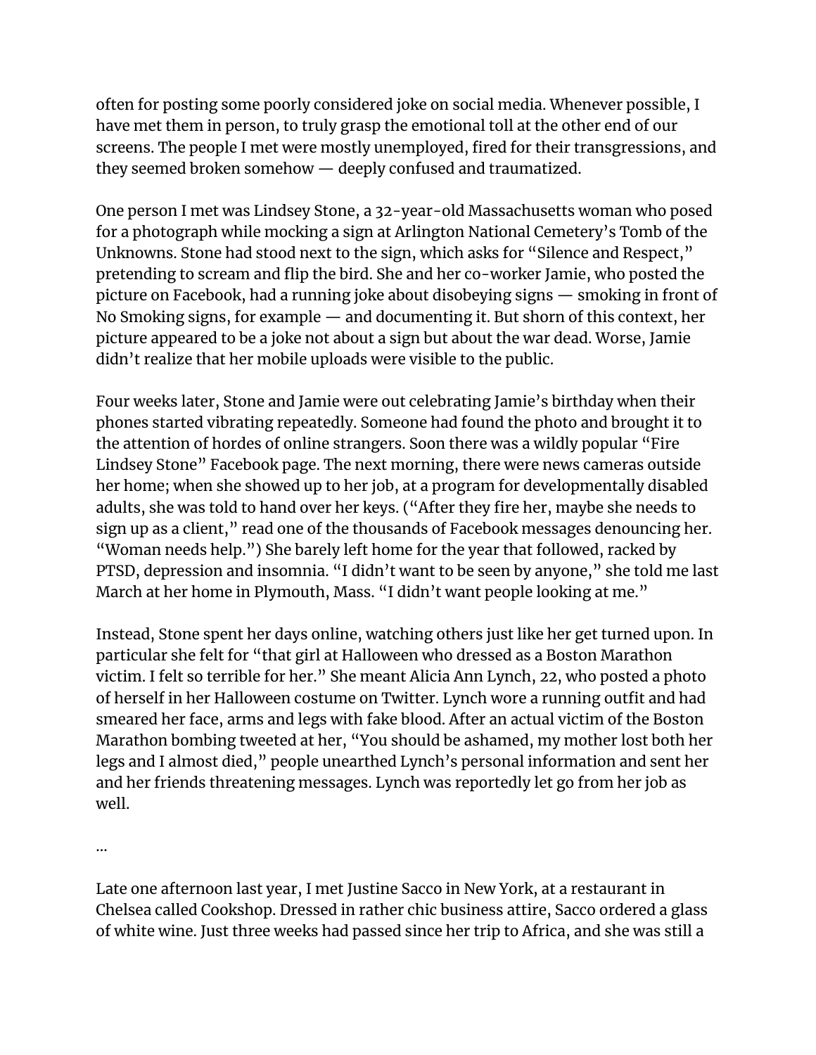often for posting some poorly considered joke on social media. Whenever possible, I have met them in person, to truly grasp the emotional toll at the other end of our screens. The people I met were mostly unemployed, fired for their transgressions, and they seemed broken somehow — deeply confused and traumatized.

One person I met was Lindsey Stone, a 32-year-old Massachusetts woman who posed for a photograph while mocking a sign at Arlington National Cemetery's Tomb of the Unknowns. Stone had stood next to the sign, which asks for "Silence and Respect," pretending to scream and flip the bird. She and her co-worker Jamie, who posted the picture on Facebook, had a running joke about disobeying signs — smoking in front of No Smoking signs, for example — and documenting it. But shorn of this context, her picture appeared to be a joke not about a sign but about the war dead. Worse, Jamie didn't realize that her mobile uploads were visible to the public.

Four weeks later, Stone and Jamie were out celebrating Jamie's birthday when their phones started vibrating repeatedly. Someone had found the photo and brought it to the attention of hordes of online strangers. Soon there was a wildly popular "Fire Lindsey Stone" Facebook page. The next morning, there were news cameras outside her home; when she showed up to her job, at a program for developmentally disabled adults, she was told to hand over her keys. ("After they fire her, maybe she needs to sign up as a client," read one of the thousands of Facebook messages denouncing her. "Woman needs help.") She barely left home for the year that followed, racked by PTSD, depression and insomnia. "I didn't want to be seen by anyone," she told me last March at her home in Plymouth, Mass. "I didn't want people looking at me."

Instead, Stone spent her days online, watching others just like her get turned upon. In particular she felt for "that girl at Halloween who dressed as a Boston Marathon victim. I felt so terrible for her." She meant Alicia Ann Lynch, 22, who posted a photo of herself in her Halloween costume on Twitter. Lynch wore a running outfit and had smeared her face, arms and legs with fake blood. After an actual victim of the Boston Marathon bombing tweeted at her, "You should be ashamed, my mother lost both her legs and I almost died," people unearthed Lynch's personal information and sent her and her friends threatening messages. Lynch was reportedly let go from her job as well.

...

Late one afternoon last year, I met Justine Sacco in New York, at a restaurant in Chelsea called Cookshop. Dressed in rather chic business attire, Sacco ordered a glass of white wine. Just three weeks had passed since her trip to Africa, and she was still a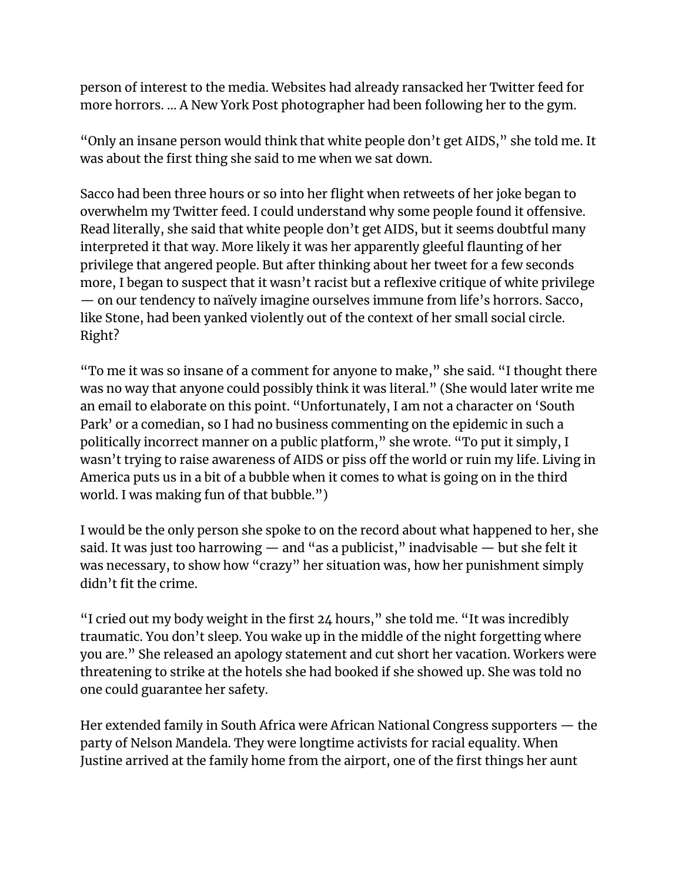person of interest to the media. Websites had already ransacked her Twitter feed for more horrors. ... A New York Post photographer had been following her to the gym.

"Only an insane person would think that white people don't get AIDS," she told me. It was about the first thing she said to me when we sat down.

Sacco had been three hours or so into her flight when retweets of her joke began to overwhelm my Twitter feed. I could understand why some people found it offensive. Read literally, she said that white people don't get AIDS, but it seems doubtful many interpreted it that way. More likely it was her apparently gleeful flaunting of her privilege that angered people. But after thinking about her tweet for a few seconds more, I began to suspect that it wasn't racist but a reflexive critique of white privilege — on our tendency to naïvely imagine ourselves immune from life's horrors. Sacco, like Stone, had been yanked violently out of the context of her small social circle. Right?

"To me it was so insane of a comment for anyone to make," she said. "I thought there was no way that anyone could possibly think it was literal." (She would later write me an email to elaborate on this point. "Unfortunately, I am not a character on 'South Park' or a comedian, so I had no business commenting on the epidemic in such a politically incorrect manner on a public platform," she wrote. "To put it simply, I wasn't trying to raise awareness of AIDS or piss off the world or ruin my life. Living in America puts us in a bit of a bubble when it comes to what is going on in the third world. I was making fun of that bubble.")

I would be the only person she spoke to on the record about what happened to her, she said. It was just too harrowing — and "as a publicist," inadvisable — but she felt it was necessary, to show how "crazy" her situation was, how her punishment simply didn't fit the crime.

"I cried out my body weight in the first 24 hours," she told me. "It was incredibly traumatic. You don't sleep. You wake up in the middle of the night forgetting where you are." She released an apology statement and cut short her vacation. Workers were threatening to strike at the hotels she had booked if she showed up. She was told no one could guarantee her safety.

Her extended family in South Africa were African National Congress supporters — the party of Nelson Mandela. They were longtime activists for racial equality. When Justine arrived at the family home from the airport, one of the first things her aunt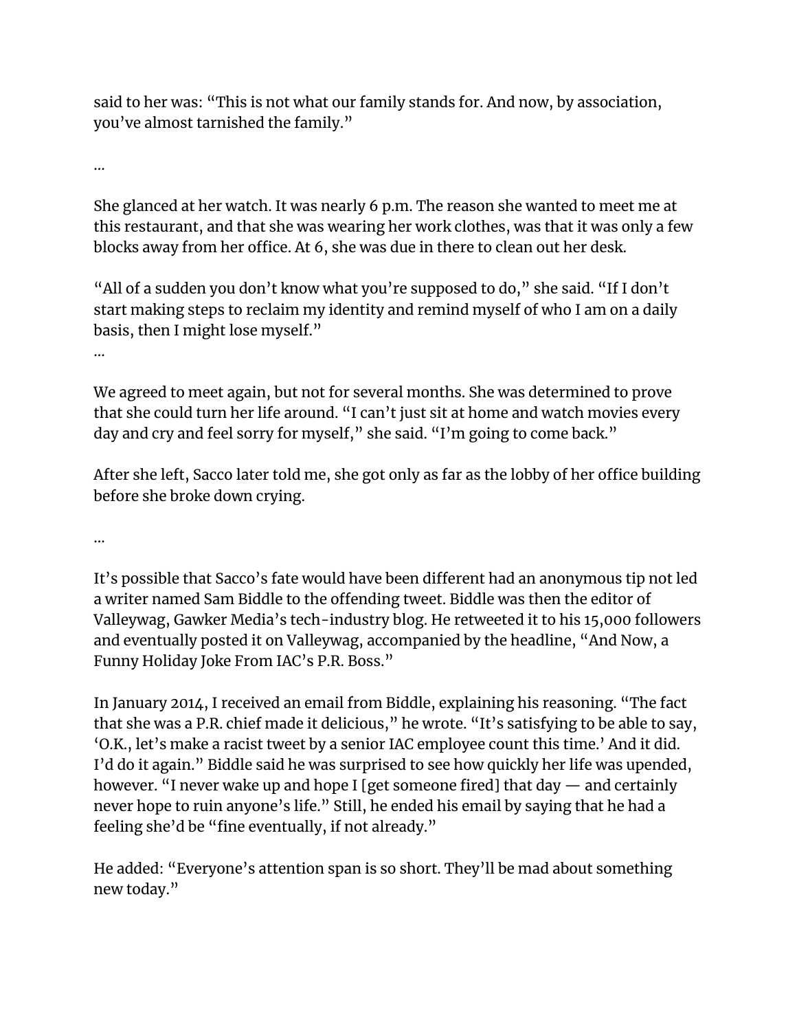said to her was: “This is not what our family stands for. And now, by association, you’ve almost tarnished the family.”

…

She glanced at her watch. It was nearly 6 p.m. The reason she wanted to meet me at this restaurant, and that she was wearing her work clothes, was that it was only a few blocks away from her office. At 6, she was due in there to clean out her desk.

“All of a sudden you don’t know what you’re supposed to do,” she said. “If I don’t start making steps to reclaim my identity and remind myself of who I am on a daily basis, then I might lose myself.”

…

We agreed to meet again, but not for several months. She was determined to prove that she could turn her life around. “I can’t just sit at home and watch movies every day and cry and feel sorry for myself,” she said. “I’m going to come back.”

After she left, Sacco later told me, she got only as far as the lobby of her office building before she broke down crying.

…

It’s possible that Sacco’s fate would have been different had an anonymous tip not led a writer named Sam Biddle to the offending tweet. Biddle was then the editor of Valleywag, Gawker Media’s tech-industry blog. He retweeted it to his 15,000 followers and eventually posted it on Valleywag, accompanied by the headline, “And Now, a Funny Holiday Joke From IAC’s P.R. Boss.”

In January 2014, I received an email from Biddle, explaining his reasoning. “The fact that she was a P.R. chief made it delicious,” he wrote. “It’s satisfying to be able to say, ‘O.K., let’s make a racist tweet by a senior IAC employee count this time.’ And it did. I’d do it again.” Biddle said he was surprised to see how quickly her life was upended, however. “I never wake up and hope I [get someone fired] that day — and certainly never hope to ruin anyone’s life.” Still, he ended his email by saying that he had a feeling she’d be “fine eventually, if not already.”

He added: “Everyone’s attention span is so short. They’ll be mad about something new today.”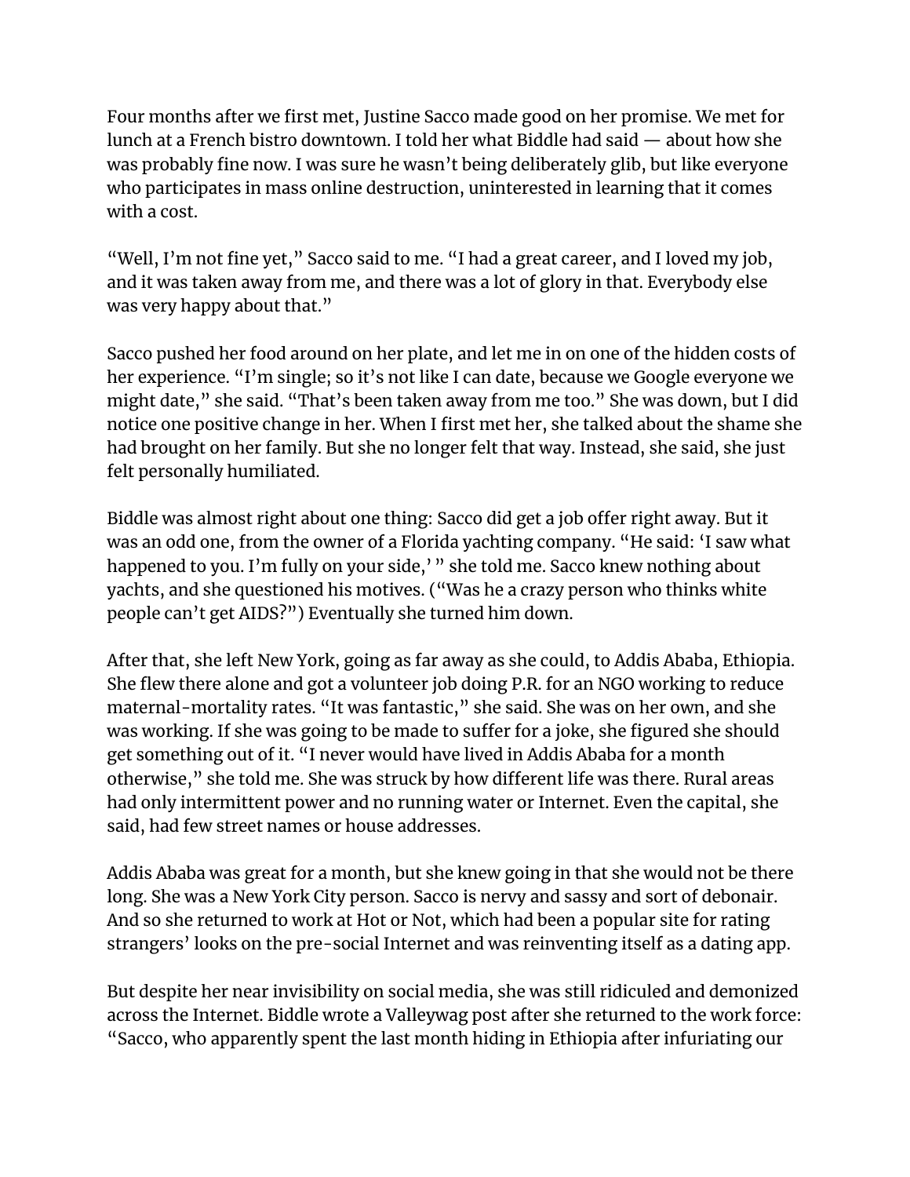Four months after we first met, Justine Sacco made good on her promise. We met for lunch at a French bistro downtown. I told her what Biddle had said — about how she was probably fine now. I was sure he wasn't being deliberately glib, but like everyone who participates in mass online destruction, uninterested in learning that it comes with a cost.

"Well, I'm not fine yet," Sacco said to me. "I had a great career, and I loved my job, and it was taken away from me, and there was a lot of glory in that. Everybody else was very happy about that."

Sacco pushed her food around on her plate, and let me in on one of the hidden costs of her experience. "I'm single; so it's not like I can date, because we Google everyone we might date," she said. "That's been taken away from me too." She was down, but I did notice one positive change in her. When I first met her, she talked about the shame she had brought on her family. But she no longer felt that way. Instead, she said, she just felt personally humiliated.

Biddle was almost right about one thing: Sacco did get a job offer right away. But it was an odd one, from the owner of a Florida yachting company. "He said: 'I saw what happened to you. I'm fully on your side,' " she told me. Sacco knew nothing about yachts, and she questioned his motives. ("Was he a crazy person who thinks white people can't get AIDS?") Eventually she turned him down.

After that, she left New York, going as far away as she could, to Addis Ababa, Ethiopia. She flew there alone and got a volunteer job doing P.R. for an NGO working to reduce maternal-mortality rates. "It was fantastic," she said. She was on her own, and she was working. If she was going to be made to suffer for a joke, she figured she should get something out of it. "I never would have lived in Addis Ababa for a month otherwise," she told me. She was struck by how different life was there. Rural areas had only intermittent power and no running water or Internet. Even the capital, she said, had few street names or house addresses.

Addis Ababa was great for a month, but she knew going in that she would not be there long. She was a New York City person. Sacco is nervy and sassy and sort of debonair. And so she returned to work at Hot or Not, which had been a popular site for rating strangers' looks on the pre-social Internet and was reinventing itself as a dating app.

But despite her near invisibility on social media, she was still ridiculed and demonized across the Internet. Biddle wrote a Valleywag post after she returned to the work force: "Sacco, who apparently spent the last month hiding in Ethiopia after infuriating our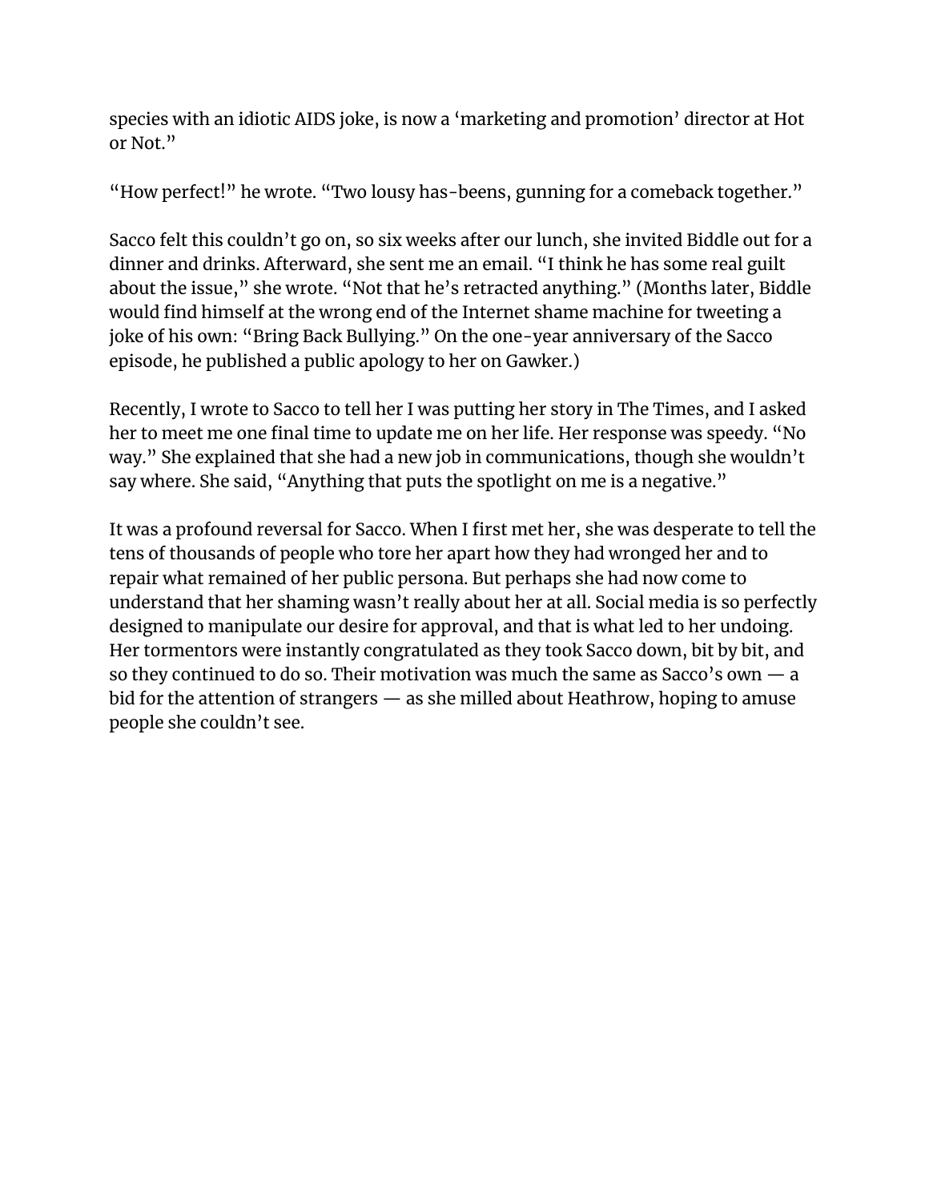species with an idiotic AIDS joke, is now a 'marketing and promotion' director at Hot or Not."

"How perfect!" he wrote. "Two lousy has-beens, gunning for a comeback together."

Sacco felt this couldn't go on, so six weeks after our lunch, she invited Biddle out for a dinner and drinks. Afterward, she sent me an email. "I think he has some real guilt about the issue," she wrote. "Not that he's retracted anything." (Months later, Biddle would find himself at the wrong end of the Internet shame machine for tweeting a joke of his own: "Bring Back Bullying." On the one-year anniversary of the Sacco episode, he published a public apology to her on Gawker.)

Recently, I wrote to Sacco to tell her I was putting her story in The Times, and I asked her to meet me one final time to update me on her life. Her response was speedy. "No way." She explained that she had a new job in communications, though she wouldn't say where. She said, "Anything that puts the spotlight on me is a negative."

It was a profound reversal for Sacco. When I first met her, she was desperate to tell the tens of thousands of people who tore her apart how they had wronged her and to repair what remained of her public persona. But perhaps she had now come to understand that her shaming wasn't really about her at all. Social media is so perfectly designed to manipulate our desire for approval, and that is what led to her undoing. Her tormentors were instantly congratulated as they took Sacco down, bit by bit, and so they continued to do so. Their motivation was much the same as Sacco's own — a bid for the attention of strangers — as she milled about Heathrow, hoping to amuse people she couldn't see.